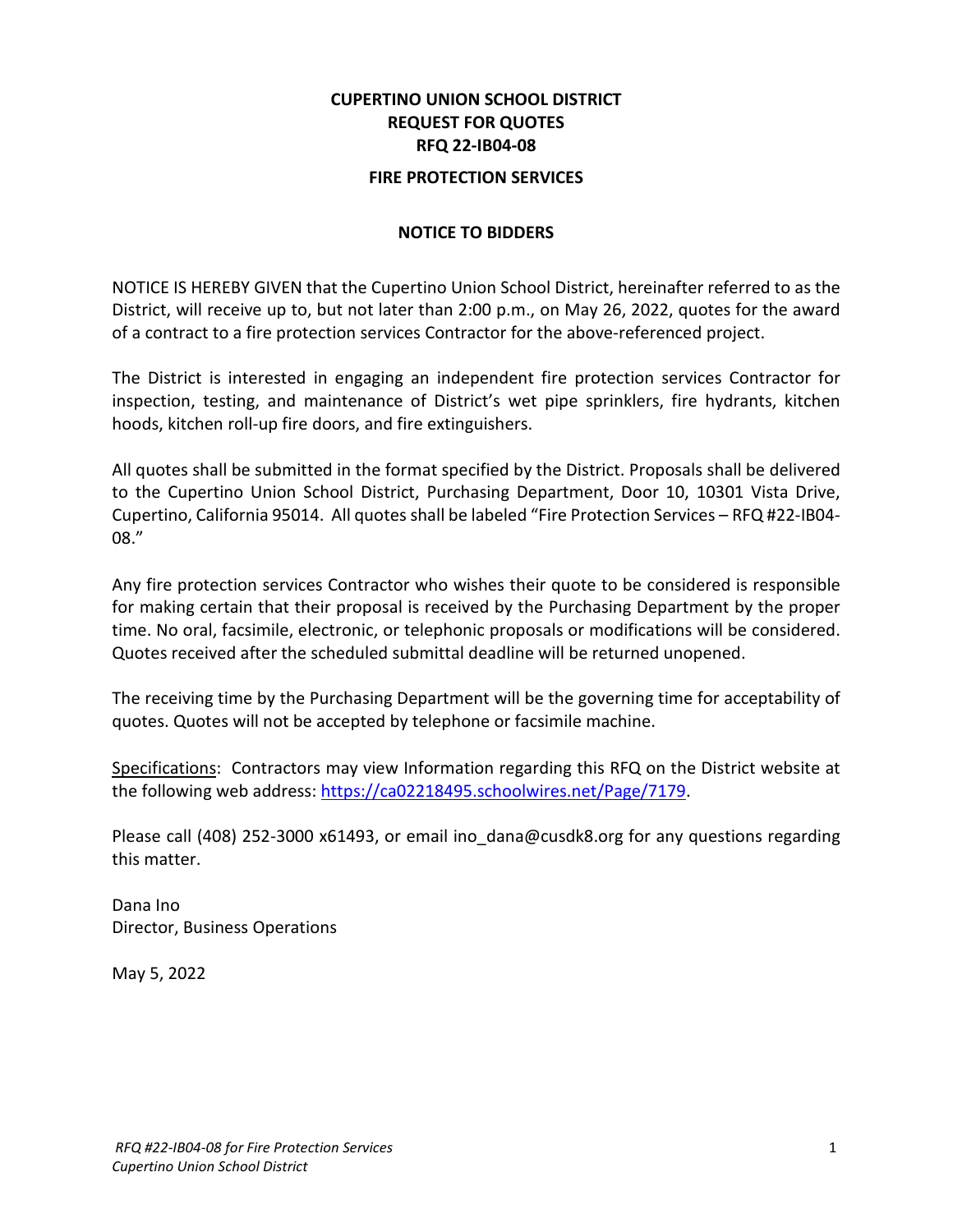**CUPERTINO UNION SCHOOL DISTRICT**
**REQUEST FOR QUOTES**
**RFQ 22-IB04-08**

**FIRE PROTECTION SERVICES**

**NOTICE TO BIDDERS**

NOTICE IS HEREBY GIVEN that the Cupertino Union School District, hereinafter referred to as the District, will receive up to, but not later than 2:00 p.m., on May 26, 2022, quotes for the award of a contract to a fire protection services Contractor for the above-referenced project.

The District is interested in engaging an independent fire protection services Contractor for inspection, testing, and maintenance of District's wet pipe sprinklers, fire hydrants, kitchen hoods, kitchen roll-up fire doors, and fire extinguishers.

All quotes shall be submitted in the format specified by the District. Proposals shall be delivered to the Cupertino Union School District, Purchasing Department, Door 10, 10301 Vista Drive, Cupertino, California 95014. All quotes shall be labeled "Fire Protection Services – RFQ #22-IB04-08."

Any fire protection services Contractor who wishes their quote to be considered is responsible for making certain that their proposal is received by the Purchasing Department by the proper time. No oral, facsimile, electronic, or telephonic proposals or modifications will be considered. Quotes received after the scheduled submittal deadline will be returned unopened.

The receiving time by the Purchasing Department will be the governing time for acceptability of quotes. Quotes will not be accepted by telephone or facsimile machine.

Specifications: Contractors may view Information regarding this RFQ on the District website at the following web address: https://ca02218495.schoolwires.net/Page/7179.

Please call (408) 252-3000 x61493, or email ino_dana@cusdk8.org for any questions regarding this matter.

Dana Ino
Director, Business Operations

May 5, 2022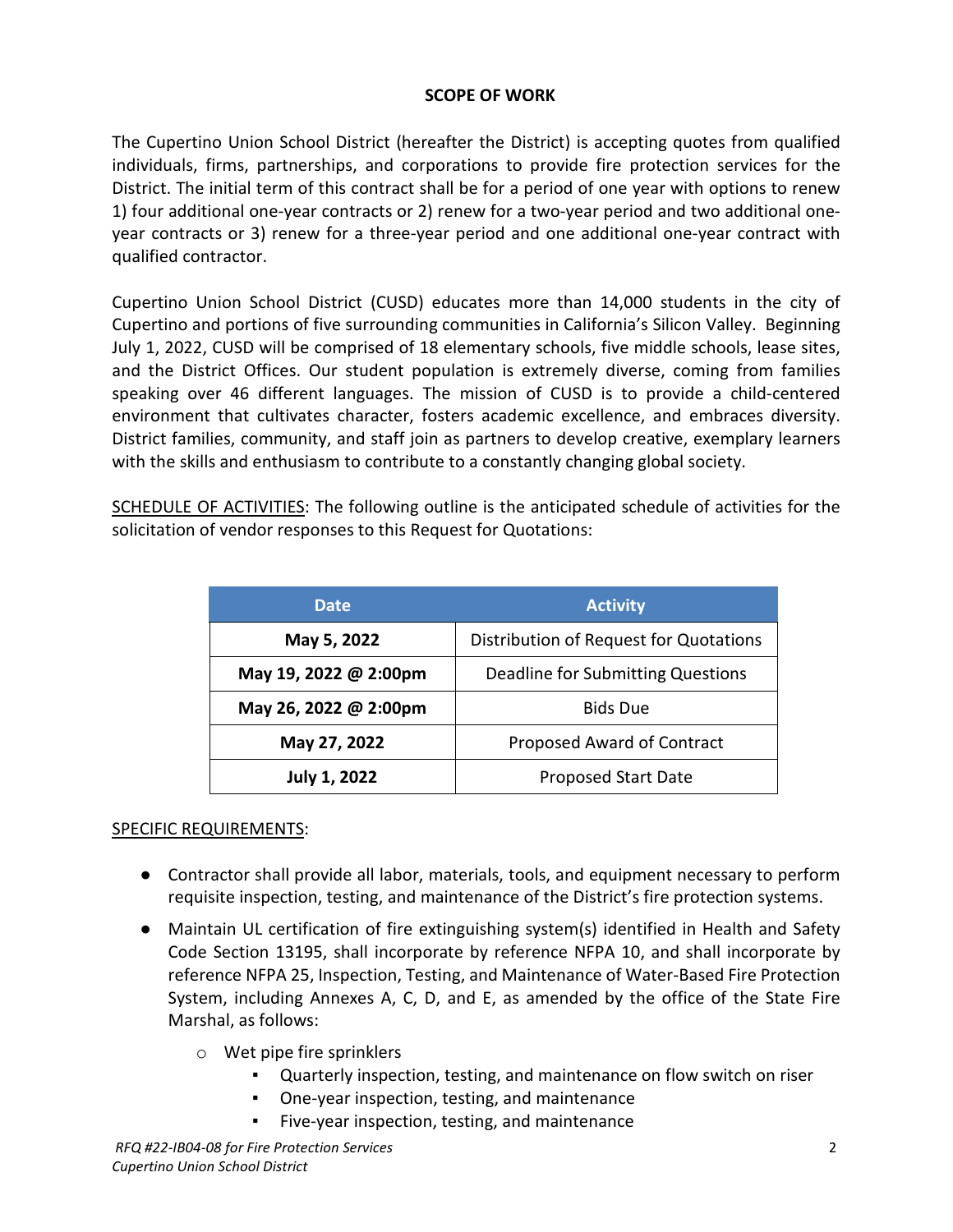## SCOPE OF WORK

The Cupertino Union School District (hereafter the District) is accepting quotes from qualified individuals, firms, partnerships, and corporations to provide fire protection services for the District. The initial term of this contract shall be for a period of one year with options to renew 1) four additional one-year contracts or 2) renew for a two-year period and two additional one-year contracts or 3) renew for a three-year period and one additional one-year contract with qualified contractor.

Cupertino Union School District (CUSD) educates more than 14,000 students in the city of Cupertino and portions of five surrounding communities in California's Silicon Valley. Beginning July 1, 2022, CUSD will be comprised of 18 elementary schools, five middle schools, lease sites, and the District Offices. Our student population is extremely diverse, coming from families speaking over 46 different languages. The mission of CUSD is to provide a child-centered environment that cultivates character, fosters academic excellence, and embraces diversity. District families, community, and staff join as partners to develop creative, exemplary learners with the skills and enthusiasm to contribute to a constantly changing global society.

SCHEDULE OF ACTIVITIES: The following outline is the anticipated schedule of activities for the solicitation of vendor responses to this Request for Quotations:

| Date | Activity |
|---|---|
| **May 5, 2022** | Distribution of Request for Quotations |
| **May 19, 2022 @ 2:00pm** | Deadline for Submitting Questions |
| **May 26, 2022 @ 2:00pm** | Bids Due |
| **May 27, 2022** | Proposed Award of Contract |
| **July 1, 2022** | Proposed Start Date |

SPECIFIC REQUIREMENTS:

- Contractor shall provide all labor, materials, tools, and equipment necessary to perform requisite inspection, testing, and maintenance of the District's fire protection systems.
- Maintain UL certification of fire extinguishing system(s) identified in Health and Safety Code Section 13195, shall incorporate by reference NFPA 10, and shall incorporate by reference NFPA 25, Inspection, Testing, and Maintenance of Water-Based Fire Protection System, including Annexes A, C, D, and E, as amended by the office of the State Fire Marshal, as follows:
  - Wet pipe fire sprinklers
    - Quarterly inspection, testing, and maintenance on flow switch on riser
    - One-year inspection, testing, and maintenance
    - Five-year inspection, testing, and maintenance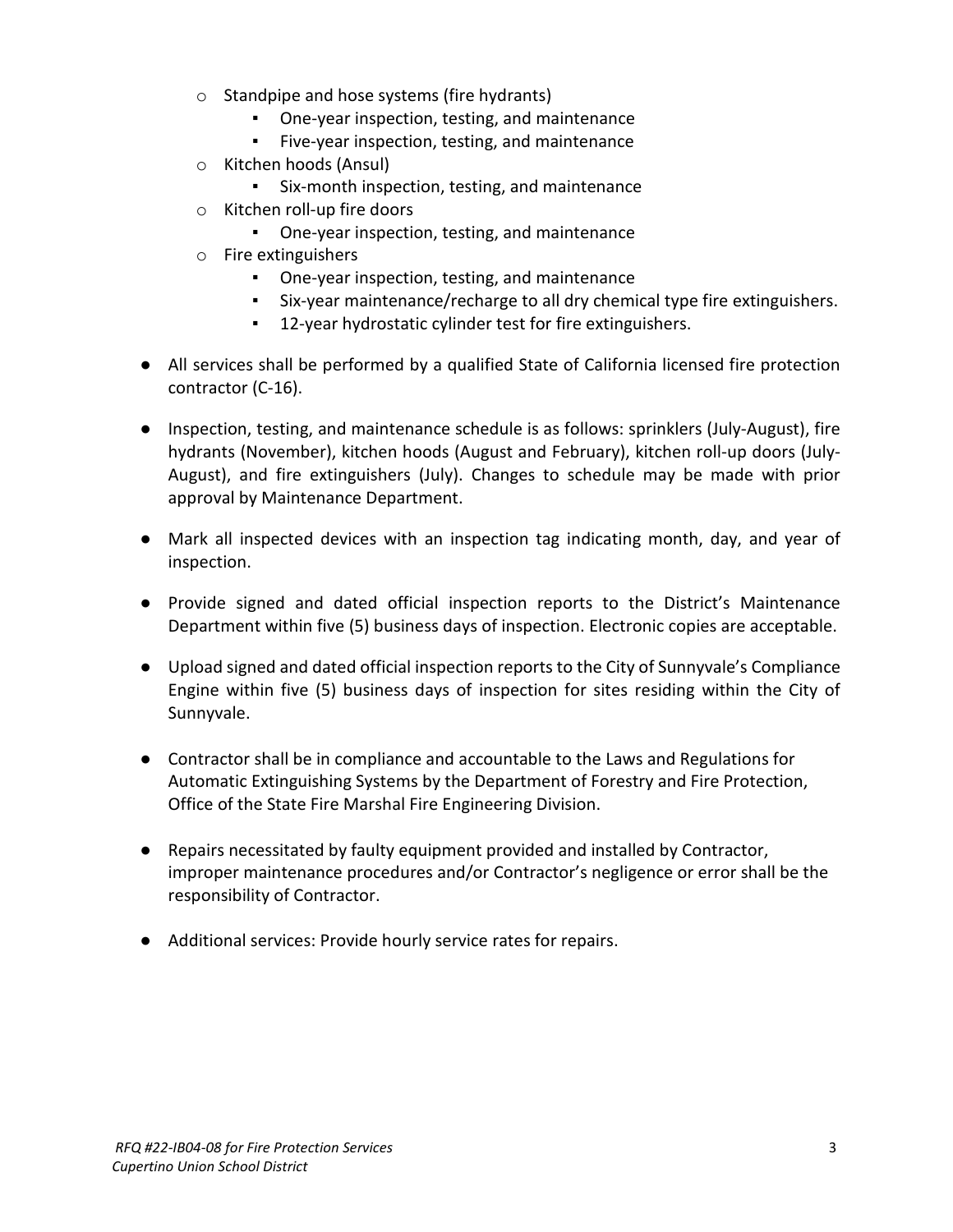- Standpipe and hose systems (fire hydrants)
    - One-year inspection, testing, and maintenance
    - Five-year inspection, testing, and maintenance
  - Kitchen hoods (Ansul)
    - Six-month inspection, testing, and maintenance
  - Kitchen roll-up fire doors
    - One-year inspection, testing, and maintenance
  - Fire extinguishers
    - One-year inspection, testing, and maintenance
    - Six-year maintenance/recharge to all dry chemical type fire extinguishers.
    - 12-year hydrostatic cylinder test for fire extinguishers.

- All services shall be performed by a qualified State of California licensed fire protection contractor (C-16).

- Inspection, testing, and maintenance schedule is as follows: sprinklers (July-August), fire hydrants (November), kitchen hoods (August and February), kitchen roll-up doors (July-August), and fire extinguishers (July). Changes to schedule may be made with prior approval by Maintenance Department.

- Mark all inspected devices with an inspection tag indicating month, day, and year of inspection.

- Provide signed and dated official inspection reports to the District's Maintenance Department within five (5) business days of inspection. Electronic copies are acceptable.

- Upload signed and dated official inspection reports to the City of Sunnyvale's Compliance Engine within five (5) business days of inspection for sites residing within the City of Sunnyvale.

- Contractor shall be in compliance and accountable to the Laws and Regulations for Automatic Extinguishing Systems by the Department of Forestry and Fire Protection, Office of the State Fire Marshal Fire Engineering Division.

- Repairs necessitated by faulty equipment provided and installed by Contractor, improper maintenance procedures and/or Contractor's negligence or error shall be the responsibility of Contractor.

- Additional services: Provide hourly service rates for repairs.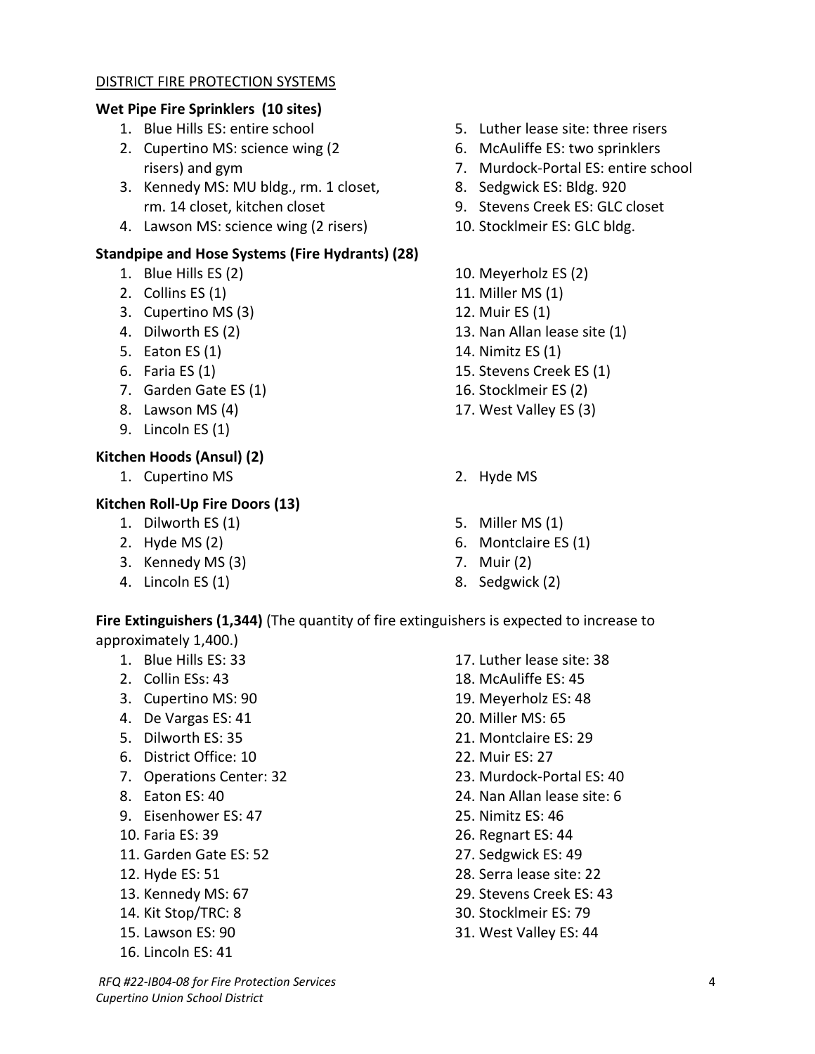DISTRICT FIRE PROTECTION SYSTEMS

**Wet Pipe Fire Sprinklers (10 sites)**

1. Blue Hills ES: entire school
2. Cupertino MS: science wing (2 risers) and gym
3. Kennedy MS: MU bldg., rm. 1 closet, rm. 14 closet, kitchen closet
4. Lawson MS: science wing (2 risers)
5. Luther lease site: three risers
6. McAuliffe ES: two sprinklers
7. Murdock-Portal ES: entire school
8. Sedgwick ES: Bldg. 920
9. Stevens Creek ES: GLC closet
10. Stocklmeir ES: GLC bldg.

**Standpipe and Hose Systems (Fire Hydrants) (28)**

1. Blue Hills ES (2)
2. Collins ES (1)
3. Cupertino MS (3)
4. Dilworth ES (2)
5. Eaton ES (1)
6. Faria ES (1)
7. Garden Gate ES (1)
8. Lawson MS (4)
9. Lincoln ES (1)
10. Meyerholz ES (2)
11. Miller MS (1)
12. Muir ES (1)
13. Nan Allan lease site (1)
14. Nimitz ES (1)
15. Stevens Creek ES (1)
16. Stocklmeir ES (2)
17. West Valley ES (3)

**Kitchen Hoods (Ansul) (2)**

1. Cupertino MS
2. Hyde MS

**Kitchen Roll-Up Fire Doors (13)**

1. Dilworth ES (1)
2. Hyde MS (2)
3. Kennedy MS (3)
4. Lincoln ES (1)
5. Miller MS (1)
6. Montclaire ES (1)
7. Muir (2)
8. Sedgwick (2)

**Fire Extinguishers (1,344)** (The quantity of fire extinguishers is expected to increase to approximately 1,400.)

1. Blue Hills ES: 33
2. Collin ESs: 43
3. Cupertino MS: 90
4. De Vargas ES: 41
5. Dilworth ES: 35
6. District Office: 10
7. Operations Center: 32
8. Eaton ES: 40
9. Eisenhower ES: 47
10. Faria ES: 39
11. Garden Gate ES: 52
12. Hyde ES: 51
13. Kennedy MS: 67
14. Kit Stop/TRC: 8
15. Lawson ES: 90
16. Lincoln ES: 41
17. Luther lease site: 38
18. McAuliffe ES: 45
19. Meyerholz ES: 48
20. Miller MS: 65
21. Montclaire ES: 29
22. Muir ES: 27
23. Murdock-Portal ES: 40
24. Nan Allan lease site: 6
25. Nimitz ES: 46
26. Regnart ES: 44
27. Sedgwick ES: 49
28. Serra lease site: 22
29. Stevens Creek ES: 43
30. Stocklmeir ES: 79
31. West Valley ES: 44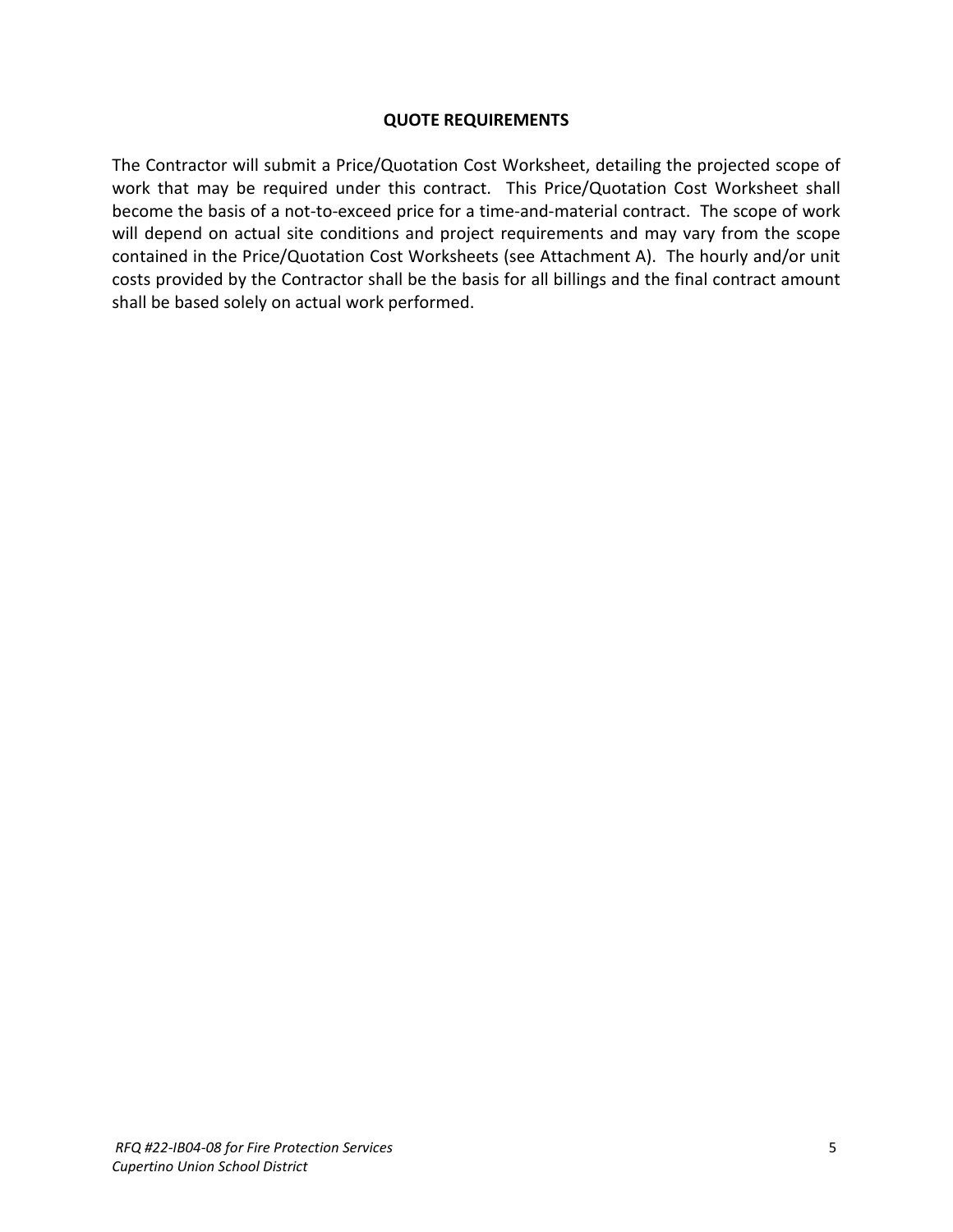## QUOTE REQUIREMENTS

The Contractor will submit a Price/Quotation Cost Worksheet, detailing the projected scope of work that may be required under this contract. This Price/Quotation Cost Worksheet shall become the basis of a not-to-exceed price for a time-and-material contract. The scope of work will depend on actual site conditions and project requirements and may vary from the scope contained in the Price/Quotation Cost Worksheets (see Attachment A). The hourly and/or unit costs provided by the Contractor shall be the basis for all billings and the final contract amount shall be based solely on actual work performed.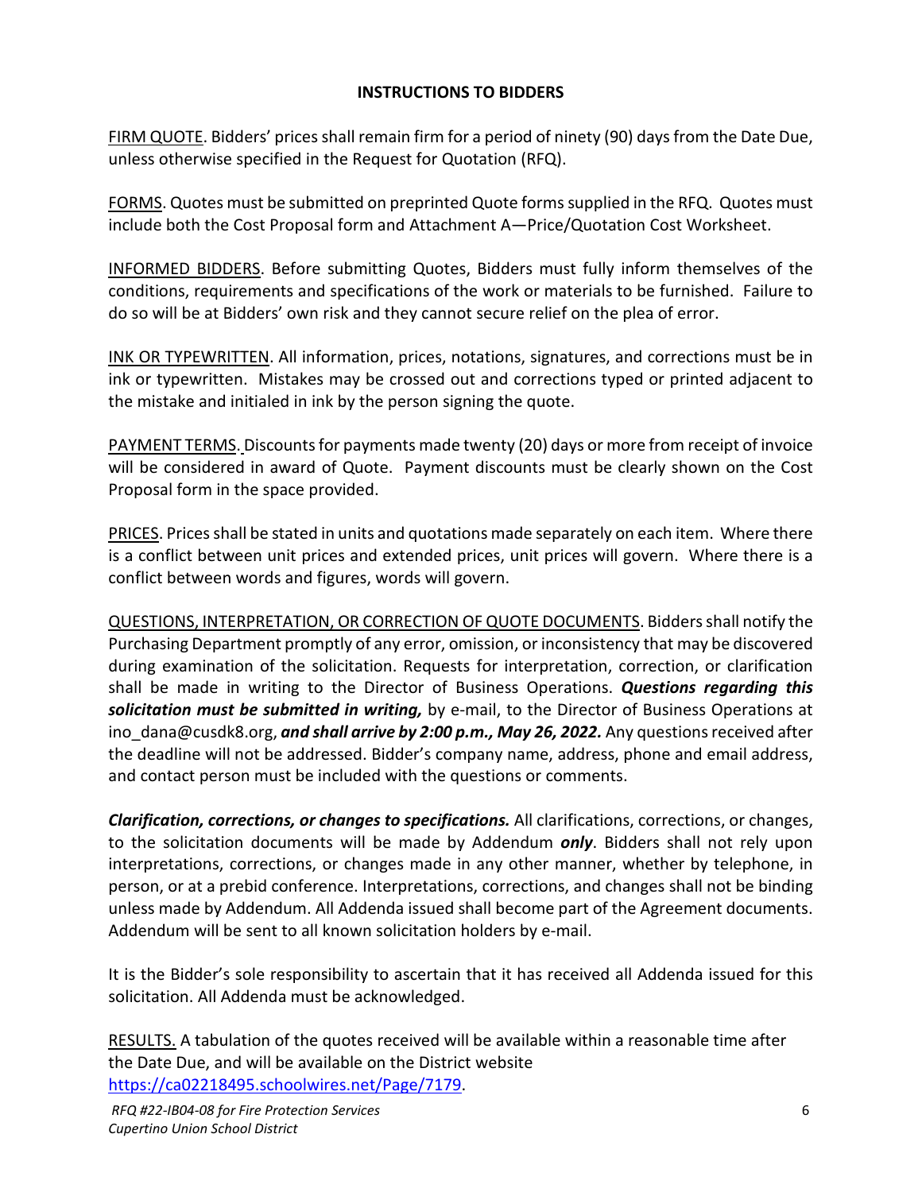## INSTRUCTIONS TO BIDDERS

<u>FIRM QUOTE</u>. Bidders' prices shall remain firm for a period of ninety (90) days from the Date Due, unless otherwise specified in the Request for Quotation (RFQ).

<u>FORMS</u>. Quotes must be submitted on preprinted Quote forms supplied in the RFQ. Quotes must include both the Cost Proposal form and Attachment A—Price/Quotation Cost Worksheet.

<u>INFORMED BIDDERS</u>. Before submitting Quotes, Bidders must fully inform themselves of the conditions, requirements and specifications of the work or materials to be furnished. Failure to do so will be at Bidders' own risk and they cannot secure relief on the plea of error.

<u>INK OR TYPEWRITTEN</u>. All information, prices, notations, signatures, and corrections must be in ink or typewritten. Mistakes may be crossed out and corrections typed or printed adjacent to the mistake and initialed in ink by the person signing the quote.

<u>PAYMENT TERMS</u>. Discounts for payments made twenty (20) days or more from receipt of invoice will be considered in award of Quote. Payment discounts must be clearly shown on the Cost Proposal form in the space provided.

<u>PRICES</u>. Prices shall be stated in units and quotations made separately on each item. Where there is a conflict between unit prices and extended prices, unit prices will govern. Where there is a conflict between words and figures, words will govern.

<u>QUESTIONS, INTERPRETATION, OR CORRECTION OF QUOTE DOCUMENTS</u>. Bidders shall notify the Purchasing Department promptly of any error, omission, or inconsistency that may be discovered during examination of the solicitation. Requests for interpretation, correction, or clarification shall be made in writing to the Director of Business Operations. ***Questions regarding this solicitation must be submitted in writing,*** by e-mail, to the Director of Business Operations at ino_dana@cusdk8.org, ***and shall arrive by 2:00 p.m., May 26, 2022.*** Any questions received after the deadline will not be addressed. Bidder's company name, address, phone and email address, and contact person must be included with the questions or comments.

***Clarification, corrections, or changes to specifications.*** All clarifications, corrections, or changes, to the solicitation documents will be made by Addendum ***only***. Bidders shall not rely upon interpretations, corrections, or changes made in any other manner, whether by telephone, in person, or at a prebid conference. Interpretations, corrections, and changes shall not be binding unless made by Addendum. All Addenda issued shall become part of the Agreement documents. Addendum will be sent to all known solicitation holders by e-mail.

It is the Bidder's sole responsibility to ascertain that it has received all Addenda issued for this solicitation. All Addenda must be acknowledged.

<u>RESULTS.</u> A tabulation of the quotes received will be available within a reasonable time after the Date Due, and will be available on the District website https://ca02218495.schoolwires.net/Page/7179.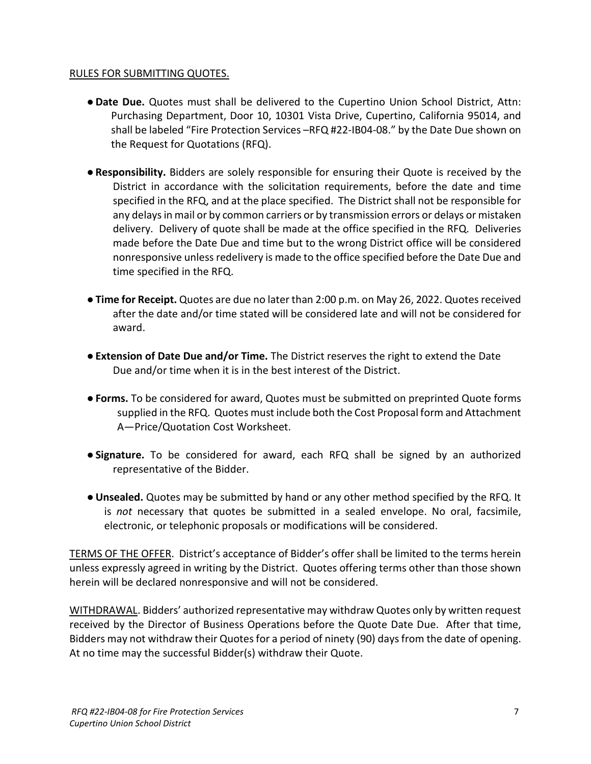RULES FOR SUBMITTING QUOTES.

- **Date Due.** Quotes must shall be delivered to the Cupertino Union School District, Attn: Purchasing Department, Door 10, 10301 Vista Drive, Cupertino, California 95014, and shall be labeled "Fire Protection Services –RFQ #22-IB04-08." by the Date Due shown on the Request for Quotations (RFQ).

- **Responsibility.** Bidders are solely responsible for ensuring their Quote is received by the District in accordance with the solicitation requirements, before the date and time specified in the RFQ, and at the place specified. The District shall not be responsible for any delays in mail or by common carriers or by transmission errors or delays or mistaken delivery. Delivery of quote shall be made at the office specified in the RFQ. Deliveries made before the Date Due and time but to the wrong District office will be considered nonresponsive unless redelivery is made to the office specified before the Date Due and time specified in the RFQ.

- **Time for Receipt.** Quotes are due no later than 2:00 p.m. on May 26, 2022. Quotes received after the date and/or time stated will be considered late and will not be considered for award.

- **Extension of Date Due and/or Time.** The District reserves the right to extend the Date Due and/or time when it is in the best interest of the District.

- **Forms.** To be considered for award, Quotes must be submitted on preprinted Quote forms supplied in the RFQ. Quotes must include both the Cost Proposal form and Attachment A—Price/Quotation Cost Worksheet.

- **Signature.** To be considered for award, each RFQ shall be signed by an authorized representative of the Bidder.

- **Unsealed.** Quotes may be submitted by hand or any other method specified by the RFQ. It is *not* necessary that quotes be submitted in a sealed envelope. No oral, facsimile, electronic, or telephonic proposals or modifications will be considered.

TERMS OF THE OFFER. District's acceptance of Bidder's offer shall be limited to the terms herein unless expressly agreed in writing by the District. Quotes offering terms other than those shown herein will be declared nonresponsive and will not be considered.

WITHDRAWAL. Bidders' authorized representative may withdraw Quotes only by written request received by the Director of Business Operations before the Quote Date Due. After that time, Bidders may not withdraw their Quotes for a period of ninety (90) days from the date of opening. At no time may the successful Bidder(s) withdraw their Quote.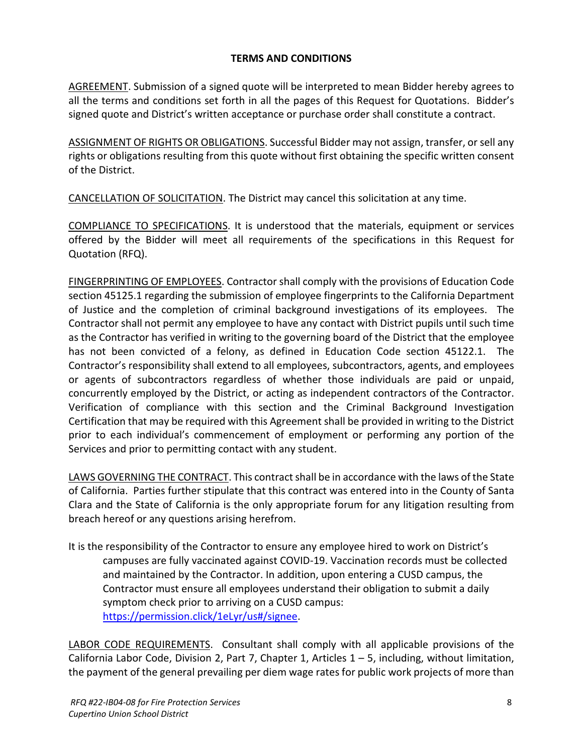## TERMS AND CONDITIONS

<u>AGREEMENT</u>. Submission of a signed quote will be interpreted to mean Bidder hereby agrees to all the terms and conditions set forth in all the pages of this Request for Quotations. Bidder's signed quote and District's written acceptance or purchase order shall constitute a contract.

<u>ASSIGNMENT OF RIGHTS OR OBLIGATIONS</u>. Successful Bidder may not assign, transfer, or sell any rights or obligations resulting from this quote without first obtaining the specific written consent of the District.

<u>CANCELLATION OF SOLICITATION</u>. The District may cancel this solicitation at any time.

<u>COMPLIANCE TO SPECIFICATIONS</u>. It is understood that the materials, equipment or services offered by the Bidder will meet all requirements of the specifications in this Request for Quotation (RFQ).

<u>FINGERPRINTING OF EMPLOYEES</u>. Contractor shall comply with the provisions of Education Code section 45125.1 regarding the submission of employee fingerprints to the California Department of Justice and the completion of criminal background investigations of its employees. The Contractor shall not permit any employee to have any contact with District pupils until such time as the Contractor has verified in writing to the governing board of the District that the employee has not been convicted of a felony, as defined in Education Code section 45122.1. The Contractor's responsibility shall extend to all employees, subcontractors, agents, and employees or agents of subcontractors regardless of whether those individuals are paid or unpaid, concurrently employed by the District, or acting as independent contractors of the Contractor. Verification of compliance with this section and the Criminal Background Investigation Certification that may be required with this Agreement shall be provided in writing to the District prior to each individual's commencement of employment or performing any portion of the Services and prior to permitting contact with any student.

<u>LAWS GOVERNING THE CONTRACT</u>. This contract shall be in accordance with the laws of the State of California. Parties further stipulate that this contract was entered into in the County of Santa Clara and the State of California is the only appropriate forum for any litigation resulting from breach hereof or any questions arising herefrom.

It is the responsibility of the Contractor to ensure any employee hired to work on District's campuses are fully vaccinated against COVID-19. Vaccination records must be collected and maintained by the Contractor. In addition, upon entering a CUSD campus, the Contractor must ensure all employees understand their obligation to submit a daily symptom check prior to arriving on a CUSD campus: [https://permission.click/1eLyr/us#/signee](https://permission.click/1eLyr/us#/signee).

<u>LABOR CODE REQUIREMENTS</u>. Consultant shall comply with all applicable provisions of the California Labor Code, Division 2, Part 7, Chapter 1, Articles 1 – 5, including, without limitation, the payment of the general prevailing per diem wage rates for public work projects of more than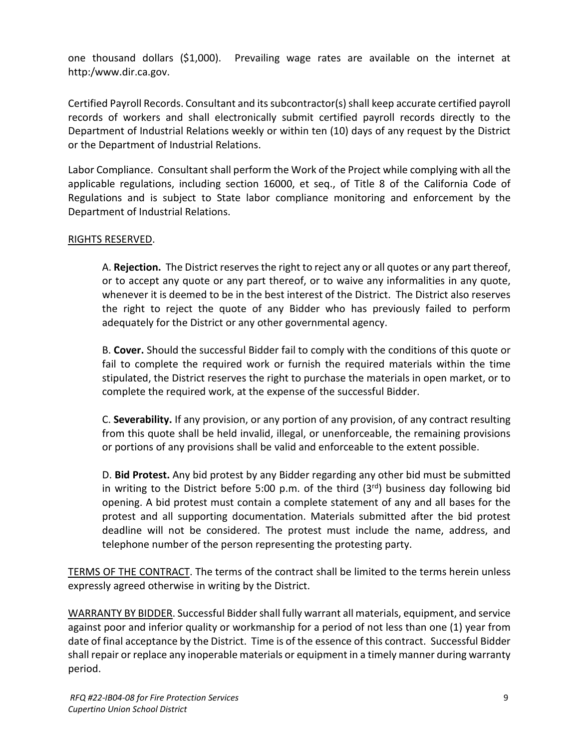one thousand dollars ($1,000). Prevailing wage rates are available on the internet at http:/www.dir.ca.gov.

Certified Payroll Records. Consultant and its subcontractor(s) shall keep accurate certified payroll records of workers and shall electronically submit certified payroll records directly to the Department of Industrial Relations weekly or within ten (10) days of any request by the District or the Department of Industrial Relations.

Labor Compliance. Consultant shall perform the Work of the Project while complying with all the applicable regulations, including section 16000, et seq., of Title 8 of the California Code of Regulations and is subject to State labor compliance monitoring and enforcement by the Department of Industrial Relations.

<u>RIGHTS RESERVED</u>.

A. **Rejection.** The District reserves the right to reject any or all quotes or any part thereof, or to accept any quote or any part thereof, or to waive any informalities in any quote, whenever it is deemed to be in the best interest of the District. The District also reserves the right to reject the quote of any Bidder who has previously failed to perform adequately for the District or any other governmental agency.

B. **Cover.** Should the successful Bidder fail to comply with the conditions of this quote or fail to complete the required work or furnish the required materials within the time stipulated, the District reserves the right to purchase the materials in open market, or to complete the required work, at the expense of the successful Bidder.

C. **Severability.** If any provision, or any portion of any provision, of any contract resulting from this quote shall be held invalid, illegal, or unenforceable, the remaining provisions or portions of any provisions shall be valid and enforceable to the extent possible.

D. **Bid Protest.** Any bid protest by any Bidder regarding any other bid must be submitted in writing to the District before 5:00 p.m. of the third (3rd) business day following bid opening. A bid protest must contain a complete statement of any and all bases for the protest and all supporting documentation. Materials submitted after the bid protest deadline will not be considered. The protest must include the name, address, and telephone number of the person representing the protesting party.

<u>TERMS OF THE CONTRACT</u>. The terms of the contract shall be limited to the terms herein unless expressly agreed otherwise in writing by the District.

<u>WARRANTY BY BIDDER</u>. Successful Bidder shall fully warrant all materials, equipment, and service against poor and inferior quality or workmanship for a period of not less than one (1) year from date of final acceptance by the District. Time is of the essence of this contract. Successful Bidder shall repair or replace any inoperable materials or equipment in a timely manner during warranty period.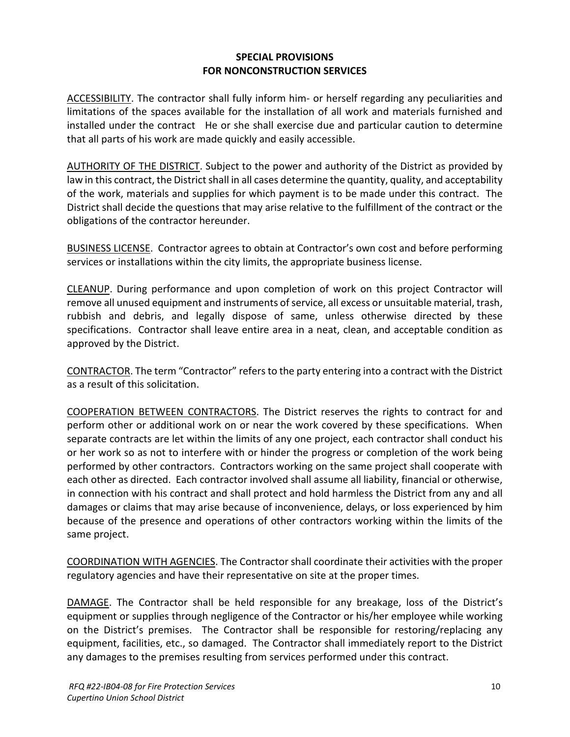## SPECIAL PROVISIONS FOR NONCONSTRUCTION SERVICES

<u>ACCESSIBILITY</u>. The contractor shall fully inform him- or herself regarding any peculiarities and limitations of the spaces available for the installation of all work and materials furnished and installed under the contract He or she shall exercise due and particular caution to determine that all parts of his work are made quickly and easily accessible.

<u>AUTHORITY OF THE DISTRICT</u>. Subject to the power and authority of the District as provided by law in this contract, the District shall in all cases determine the quantity, quality, and acceptability of the work, materials and supplies for which payment is to be made under this contract. The District shall decide the questions that may arise relative to the fulfillment of the contract or the obligations of the contractor hereunder.

<u>BUSINESS LICENSE</u>. Contractor agrees to obtain at Contractor's own cost and before performing services or installations within the city limits, the appropriate business license.

<u>CLEANUP</u>. During performance and upon completion of work on this project Contractor will remove all unused equipment and instruments of service, all excess or unsuitable material, trash, rubbish and debris, and legally dispose of same, unless otherwise directed by these specifications. Contractor shall leave entire area in a neat, clean, and acceptable condition as approved by the District.

<u>CONTRACTOR</u>. The term "Contractor" refers to the party entering into a contract with the District as a result of this solicitation.

<u>COOPERATION BETWEEN CONTRACTORS</u>. The District reserves the rights to contract for and perform other or additional work on or near the work covered by these specifications. When separate contracts are let within the limits of any one project, each contractor shall conduct his or her work so as not to interfere with or hinder the progress or completion of the work being performed by other contractors. Contractors working on the same project shall cooperate with each other as directed. Each contractor involved shall assume all liability, financial or otherwise, in connection with his contract and shall protect and hold harmless the District from any and all damages or claims that may arise because of inconvenience, delays, or loss experienced by him because of the presence and operations of other contractors working within the limits of the same project.

<u>COORDINATION WITH AGENCIES</u>. The Contractor shall coordinate their activities with the proper regulatory agencies and have their representative on site at the proper times.

<u>DAMAGE</u>. The Contractor shall be held responsible for any breakage, loss of the District's equipment or supplies through negligence of the Contractor or his/her employee while working on the District's premises. The Contractor shall be responsible for restoring/replacing any equipment, facilities, etc., so damaged. The Contractor shall immediately report to the District any damages to the premises resulting from services performed under this contract.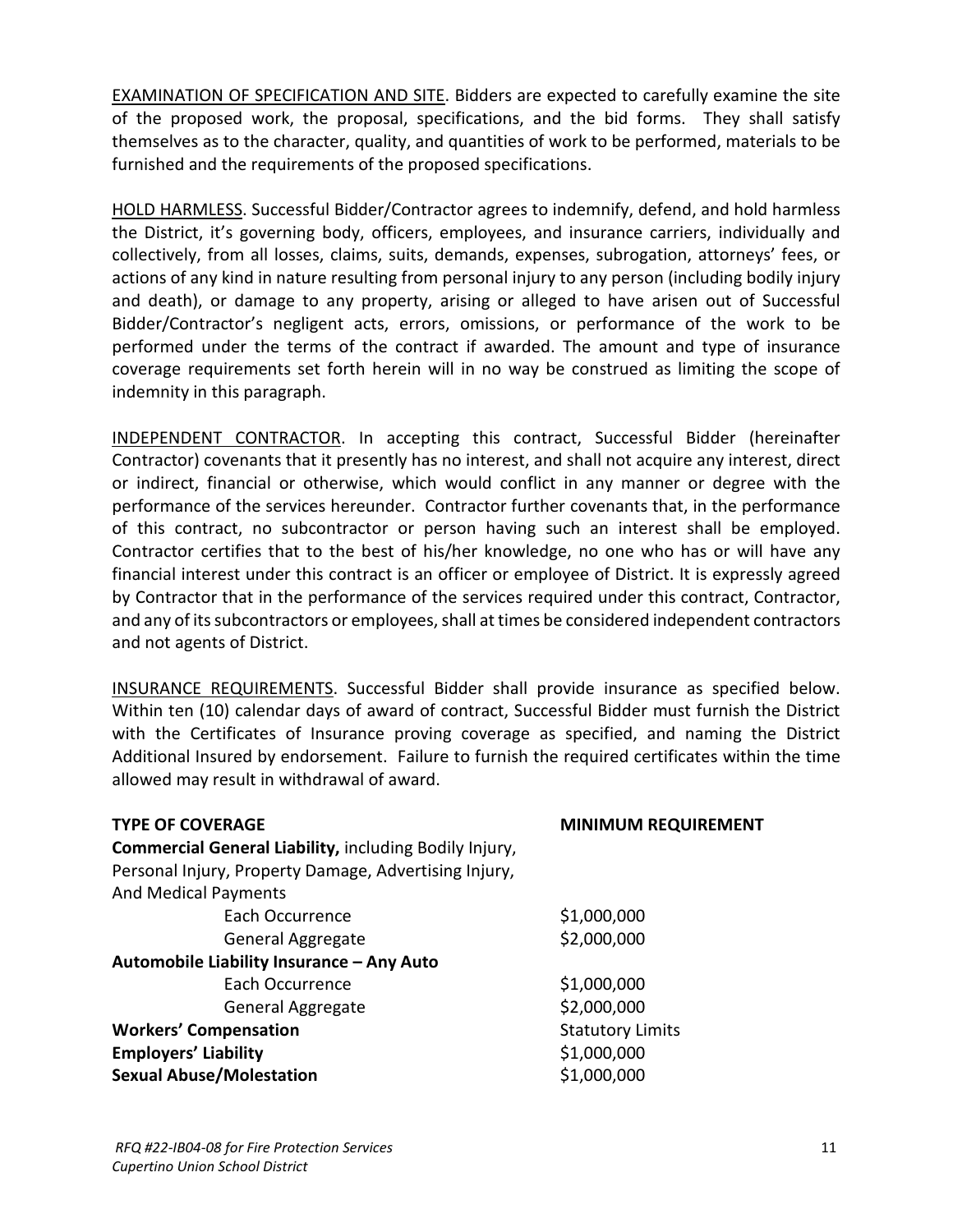<u>EXAMINATION OF SPECIFICATION AND SITE</u>. Bidders are expected to carefully examine the site of the proposed work, the proposal, specifications, and the bid forms. They shall satisfy themselves as to the character, quality, and quantities of work to be performed, materials to be furnished and the requirements of the proposed specifications.

<u>HOLD HARMLESS</u>. Successful Bidder/Contractor agrees to indemnify, defend, and hold harmless the District, it's governing body, officers, employees, and insurance carriers, individually and collectively, from all losses, claims, suits, demands, expenses, subrogation, attorneys' fees, or actions of any kind in nature resulting from personal injury to any person (including bodily injury and death), or damage to any property, arising or alleged to have arisen out of Successful Bidder/Contractor's negligent acts, errors, omissions, or performance of the work to be performed under the terms of the contract if awarded. The amount and type of insurance coverage requirements set forth herein will in no way be construed as limiting the scope of indemnity in this paragraph.

<u>INDEPENDENT CONTRACTOR</u>. In accepting this contract, Successful Bidder (hereinafter Contractor) covenants that it presently has no interest, and shall not acquire any interest, direct or indirect, financial or otherwise, which would conflict in any manner or degree with the performance of the services hereunder. Contractor further covenants that, in the performance of this contract, no subcontractor or person having such an interest shall be employed. Contractor certifies that to the best of his/her knowledge, no one who has or will have any financial interest under this contract is an officer or employee of District. It is expressly agreed by Contractor that in the performance of the services required under this contract, Contractor, and any of its subcontractors or employees, shall at times be considered independent contractors and not agents of District.

<u>INSURANCE REQUIREMENTS</u>. Successful Bidder shall provide insurance as specified below. Within ten (10) calendar days of award of contract, Successful Bidder must furnish the District with the Certificates of Insurance proving coverage as specified, and naming the District Additional Insured by endorsement. Failure to furnish the required certificates within the time allowed may result in withdrawal of award.

| **TYPE OF COVERAGE** | **MINIMUM REQUIREMENT** |
|---|---|
| **Commercial General Liability,** including Bodily Injury, Personal Injury, Property Damage, Advertising Injury, And Medical Payments | |
| Each Occurrence | \$1,000,000 |
| General Aggregate | \$2,000,000 |
| **Automobile Liability Insurance – Any Auto** | |
| Each Occurrence | \$1,000,000 |
| General Aggregate | \$2,000,000 |
| **Workers' Compensation** | Statutory Limits |
| **Employers' Liability** | \$1,000,000 |
| **Sexual Abuse/Molestation** | \$1,000,000 |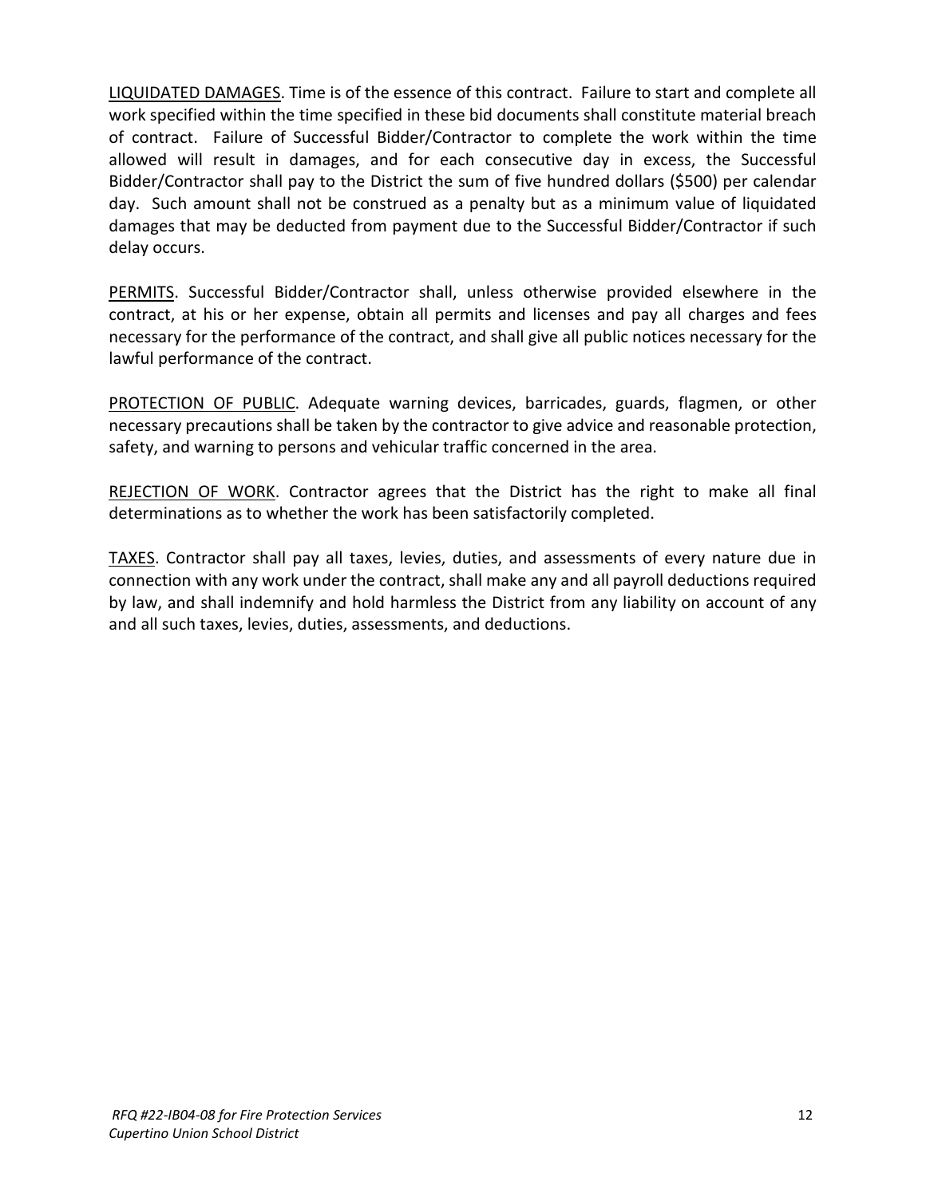<u>LIQUIDATED DAMAGES</u>. Time is of the essence of this contract. Failure to start and complete all work specified within the time specified in these bid documents shall constitute material breach of contract. Failure of Successful Bidder/Contractor to complete the work within the time allowed will result in damages, and for each consecutive day in excess, the Successful Bidder/Contractor shall pay to the District the sum of five hundred dollars ($500) per calendar day. Such amount shall not be construed as a penalty but as a minimum value of liquidated damages that may be deducted from payment due to the Successful Bidder/Contractor if such delay occurs.

<u>PERMITS</u>. Successful Bidder/Contractor shall, unless otherwise provided elsewhere in the contract, at his or her expense, obtain all permits and licenses and pay all charges and fees necessary for the performance of the contract, and shall give all public notices necessary for the lawful performance of the contract.

<u>PROTECTION OF PUBLIC</u>. Adequate warning devices, barricades, guards, flagmen, or other necessary precautions shall be taken by the contractor to give advice and reasonable protection, safety, and warning to persons and vehicular traffic concerned in the area.

<u>REJECTION OF WORK</u>. Contractor agrees that the District has the right to make all final determinations as to whether the work has been satisfactorily completed.

<u>TAXES</u>. Contractor shall pay all taxes, levies, duties, and assessments of every nature due in connection with any work under the contract, shall make any and all payroll deductions required by law, and shall indemnify and hold harmless the District from any liability on account of any and all such taxes, levies, duties, assessments, and deductions.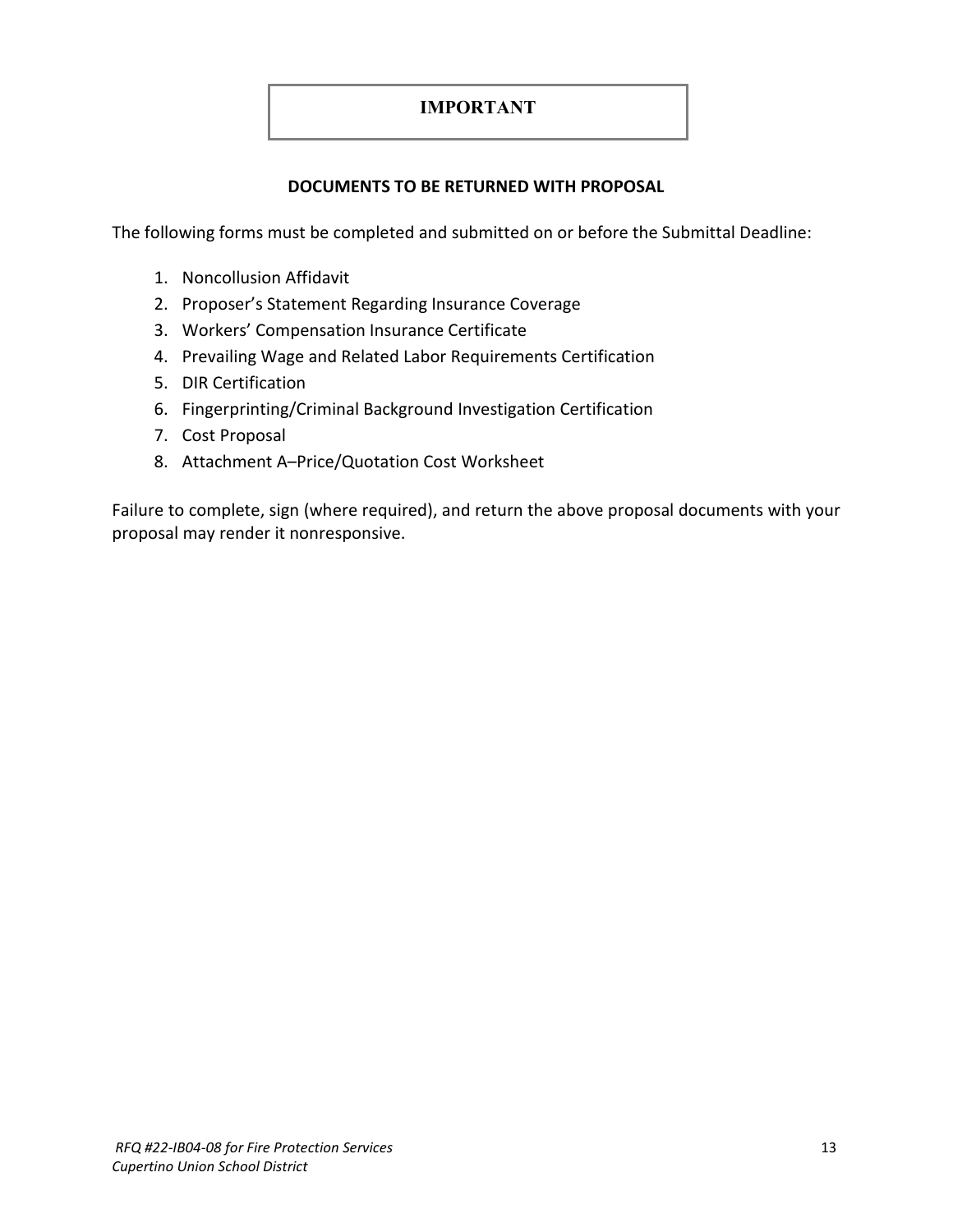# IMPORTANT

## DOCUMENTS TO BE RETURNED WITH PROPOSAL

The following forms must be completed and submitted on or before the Submittal Deadline:

1. Noncollusion Affidavit
2. Proposer's Statement Regarding Insurance Coverage
3. Workers' Compensation Insurance Certificate
4. Prevailing Wage and Related Labor Requirements Certification
5. DIR Certification
6. Fingerprinting/Criminal Background Investigation Certification
7. Cost Proposal
8. Attachment A–Price/Quotation Cost Worksheet

Failure to complete, sign (where required), and return the above proposal documents with your proposal may render it nonresponsive.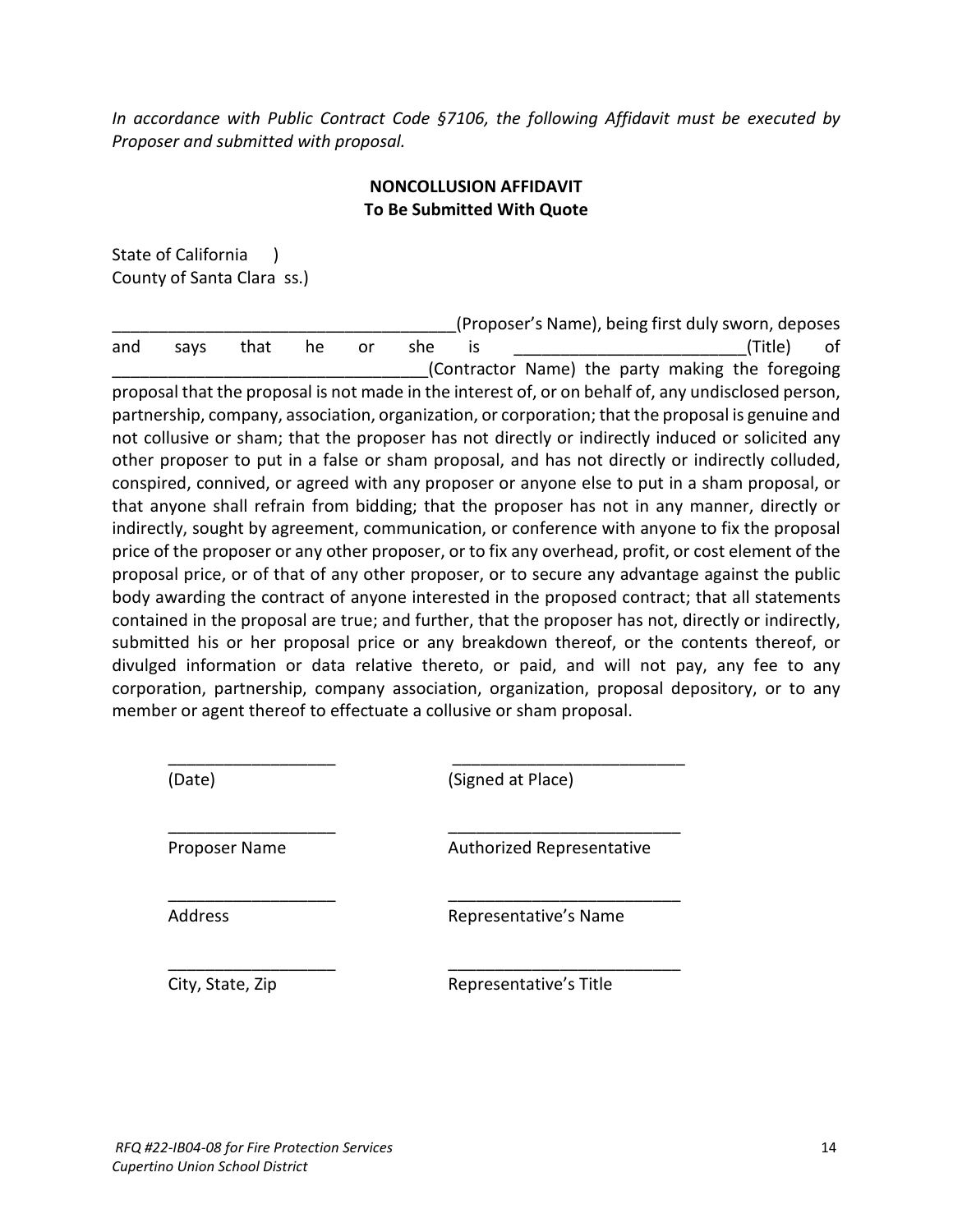*In accordance with Public Contract Code §7106, the following Affidavit must be executed by Proposer and submitted with proposal.*

**NONCOLLUSION AFFIDAVIT**
**To Be Submitted With Quote**

State of California )
County of Santa Clara ss.)

____________________________________(Proposer's Name), being first duly sworn, deposes and says that he or she is ________________________(Title) of ________________________________(Contractor Name) the party making the foregoing proposal that the proposal is not made in the interest of, or on behalf of, any undisclosed person, partnership, company, association, organization, or corporation; that the proposal is genuine and not collusive or sham; that the proposer has not directly or indirectly induced or solicited any other proposer to put in a false or sham proposal, and has not directly or indirectly colluded, conspired, connived, or agreed with any proposer or anyone else to put in a sham proposal, or that anyone shall refrain from bidding; that the proposer has not in any manner, directly or indirectly, sought by agreement, communication, or conference with anyone to fix the proposal price of the proposer or any other proposer, or to fix any overhead, profit, or cost element of the proposal price, or of that of any other proposer, or to secure any advantage against the public body awarding the contract of anyone interested in the proposed contract; that all statements contained in the proposal are true; and further, that the proposer has not, directly or indirectly, submitted his or her proposal price or any breakdown thereof, or the contents thereof, or divulged information or data relative thereto, or paid, and will not pay, any fee to any corporation, partnership, company association, organization, proposal depository, or to any member or agent thereof to effectuate a collusive or sham proposal.

| | |
|---|---|
| __________________ | _________________________ |
| (Date) | (Signed at Place) |
| __________________ | _________________________ |
| Proposer Name | Authorized Representative |
| __________________ | _________________________ |
| Address | Representative's Name |
| __________________ | _________________________ |
| City, State, Zip | Representative's Title |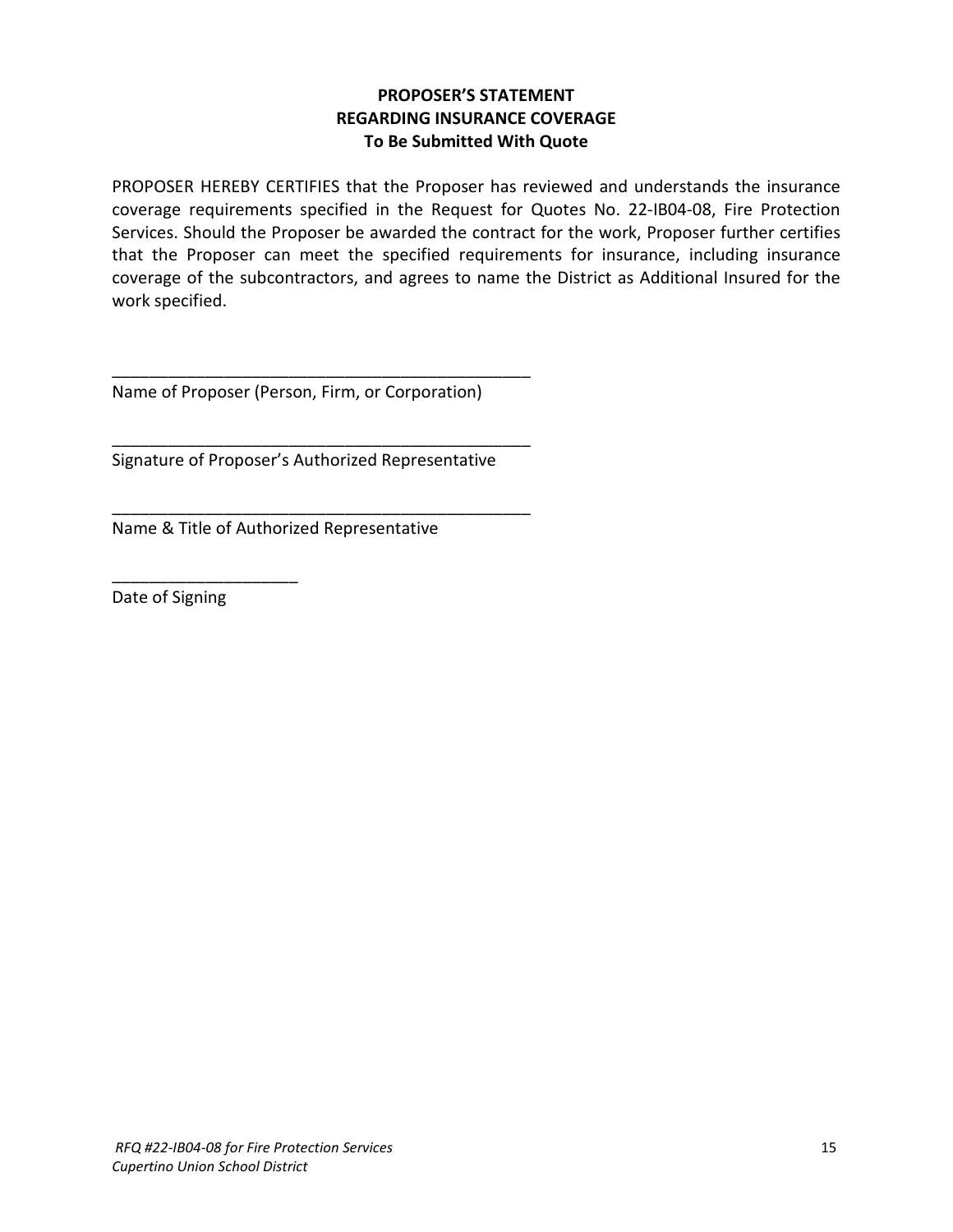**PROPOSER'S STATEMENT**
**REGARDING INSURANCE COVERAGE**
**To Be Submitted With Quote**

PROPOSER HEREBY CERTIFIES that the Proposer has reviewed and understands the insurance coverage requirements specified in the Request for Quotes No. 22-IB04-08, Fire Protection Services. Should the Proposer be awarded the contract for the work, Proposer further certifies that the Proposer can meet the specified requirements for insurance, including insurance coverage of the subcontractors, and agrees to name the District as Additional Insured for the work specified.

______________________________________________
Name of Proposer (Person, Firm, or Corporation)

______________________________________________
Signature of Proposer's Authorized Representative

______________________________________________
Name & Title of Authorized Representative

____________________
Date of Signing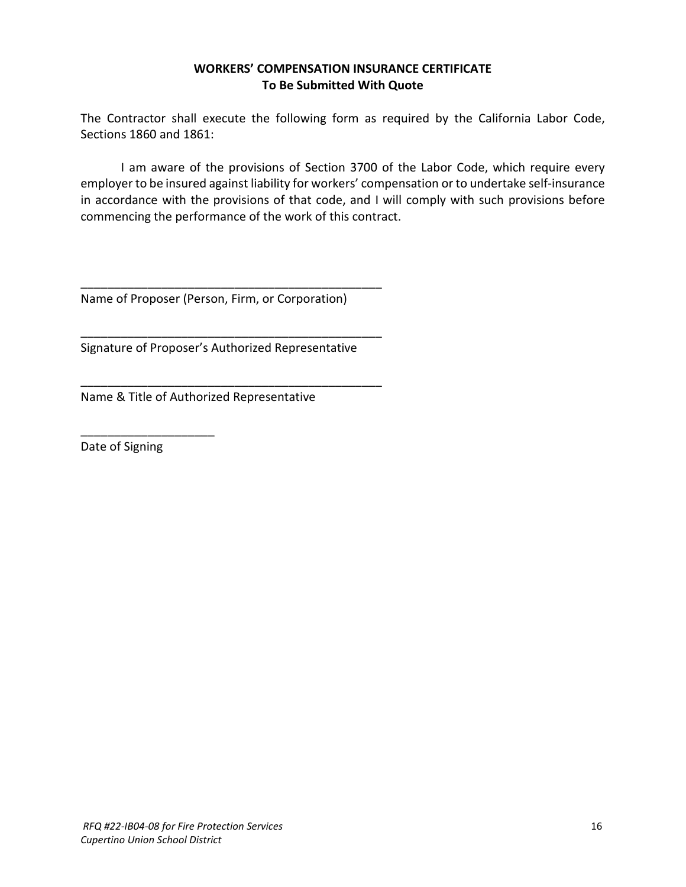**WORKERS' COMPENSATION INSURANCE CERTIFICATE**
**To Be Submitted With Quote**

The Contractor shall execute the following form as required by the California Labor Code, Sections 1860 and 1861:

I am aware of the provisions of Section 3700 of the Labor Code, which require every employer to be insured against liability for workers' compensation or to undertake self-insurance in accordance with the provisions of that code, and I will comply with such provisions before commencing the performance of the work of this contract.

_______________________________________________
Name of Proposer (Person, Firm, or Corporation)

_______________________________________________
Signature of Proposer's Authorized Representative

_______________________________________________
Name & Title of Authorized Representative

____________________
Date of Signing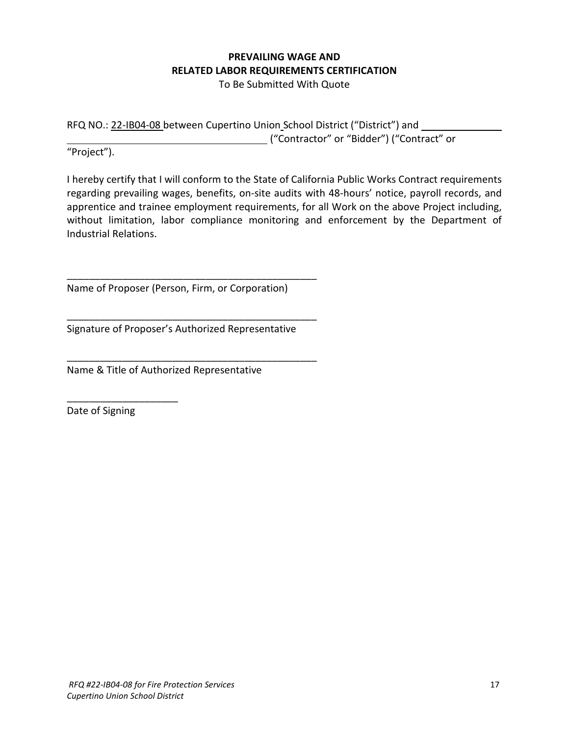**PREVAILING WAGE AND**
**RELATED LABOR REQUIREMENTS CERTIFICATION**
To Be Submitted With Quote

RFQ NO.: 22-IB04-08 between Cupertino Union School District ("District") and ______________ ____________________________________ ("Contractor" or "Bidder") ("Contract" or "Project").

I hereby certify that I will conform to the State of California Public Works Contract requirements regarding prevailing wages, benefits, on-site audits with 48-hours' notice, payroll records, and apprentice and trainee employment requirements, for all Work on the above Project including, without limitation, labor compliance monitoring and enforcement by the Department of Industrial Relations.

_______________________________________________
Name of Proposer (Person, Firm, or Corporation)

_______________________________________________
Signature of Proposer's Authorized Representative

_______________________________________________
Name & Title of Authorized Representative

____________________
Date of Signing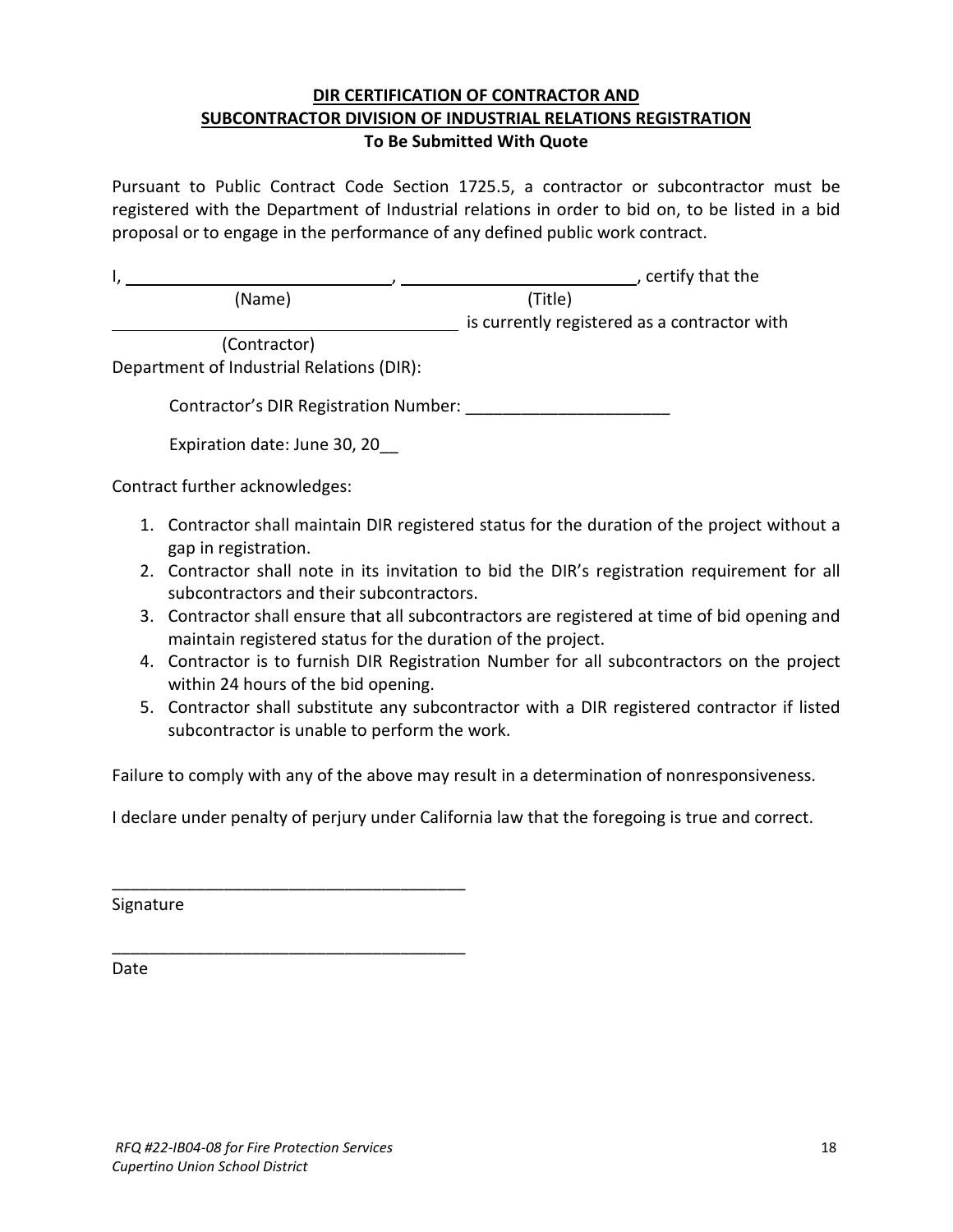**DIR CERTIFICATION OF CONTRACTOR AND SUBCONTRACTOR DIVISION OF INDUSTRIAL RELATIONS REGISTRATION**
**To Be Submitted With Quote**

Pursuant to Public Contract Code Section 1725.5, a contractor or subcontractor must be registered with the Department of Industrial relations in order to bid on, to be listed in a bid proposal or to engage in the performance of any defined public work contract.

I, ____________________________, _________________________, certify that the
(Name) (Title)

____________________________________ is currently registered as a contractor with
(Contractor)

Department of Industrial Relations (DIR):

Contractor's DIR Registration Number: ______________________

Expiration date: June 30, 20__

Contract further acknowledges:

1. Contractor shall maintain DIR registered status for the duration of the project without a gap in registration.
2. Contractor shall note in its invitation to bid the DIR's registration requirement for all subcontractors and their subcontractors.
3. Contractor shall ensure that all subcontractors are registered at time of bid opening and maintain registered status for the duration of the project.
4. Contractor is to furnish DIR Registration Number for all subcontractors on the project within 24 hours of the bid opening.
5. Contractor shall substitute any subcontractor with a DIR registered contractor if listed subcontractor is unable to perform the work.

Failure to comply with any of the above may result in a determination of nonresponsiveness.

I declare under penalty of perjury under California law that the foregoing is true and correct.

______________________________________
Signature

______________________________________
Date

*RFQ #22-IB04-08 for Fire Protection Services*
*Cupertino Union School District*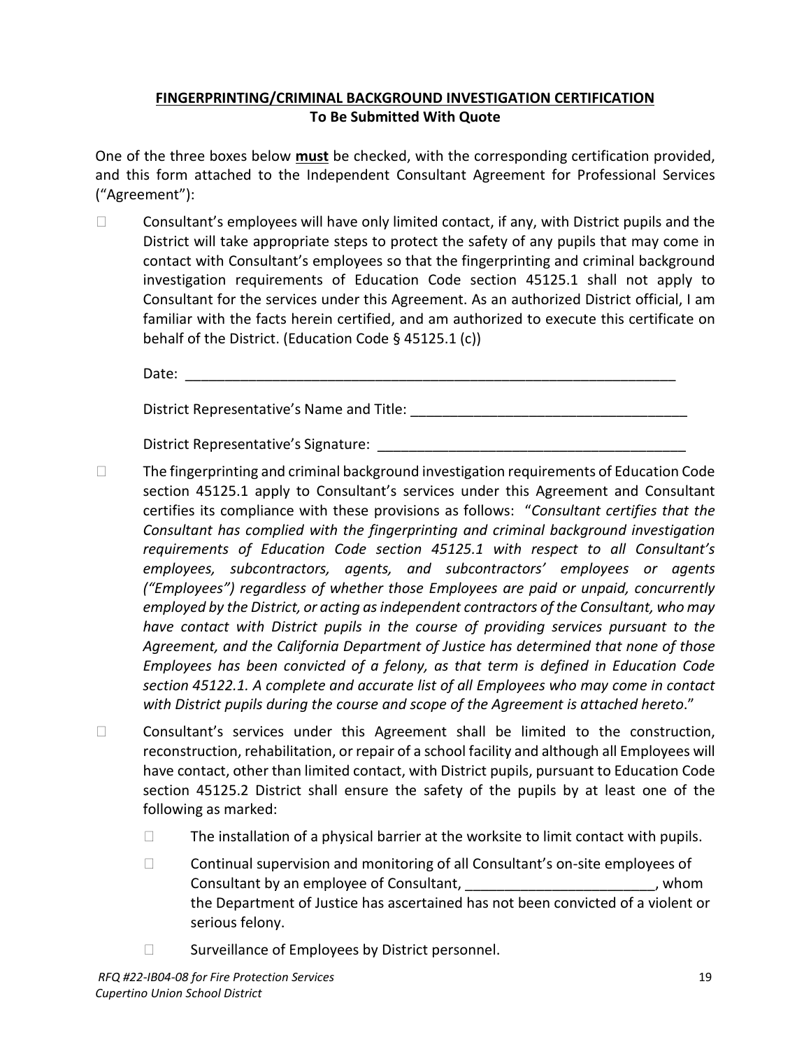**FINGERPRINTING/CRIMINAL BACKGROUND INVESTIGATION CERTIFICATION**
**To Be Submitted With Quote**

One of the three boxes below **must** be checked, with the corresponding certification provided, and this form attached to the Independent Consultant Agreement for Professional Services ("Agreement"):

☐ Consultant's employees will have only limited contact, if any, with District pupils and the District will take appropriate steps to protect the safety of any pupils that may come in contact with Consultant's employees so that the fingerprinting and criminal background investigation requirements of Education Code section 45125.1 shall not apply to Consultant for the services under this Agreement. As an authorized District official, I am familiar with the facts herein certified, and am authorized to execute this certificate on behalf of the District. (Education Code § 45125.1 (c))

Date: ________________________________________________________________

District Representative's Name and Title: ___________________________________

District Representative's Signature: _______________________________________

☐ The fingerprinting and criminal background investigation requirements of Education Code section 45125.1 apply to Consultant's services under this Agreement and Consultant certifies its compliance with these provisions as follows: "*Consultant certifies that the Consultant has complied with the fingerprinting and criminal background investigation requirements of Education Code section 45125.1 with respect to all Consultant's employees, subcontractors, agents, and subcontractors' employees or agents ("Employees") regardless of whether those Employees are paid or unpaid, concurrently employed by the District, or acting as independent contractors of the Consultant, who may have contact with District pupils in the course of providing services pursuant to the Agreement, and the California Department of Justice has determined that none of those Employees has been convicted of a felony, as that term is defined in Education Code section 45122.1. A complete and accurate list of all Employees who may come in contact with District pupils during the course and scope of the Agreement is attached hereto*."

☐ Consultant's services under this Agreement shall be limited to the construction, reconstruction, rehabilitation, or repair of a school facility and although all Employees will have contact, other than limited contact, with District pupils, pursuant to Education Code section 45125.2 District shall ensure the safety of the pupils by at least one of the following as marked:

- ☐ The installation of a physical barrier at the worksite to limit contact with pupils.
- ☐ Continual supervision and monitoring of all Consultant's on-site employees of Consultant by an employee of Consultant, ________________________, whom the Department of Justice has ascertained has not been convicted of a violent or serious felony.
- ☐ Surveillance of Employees by District personnel.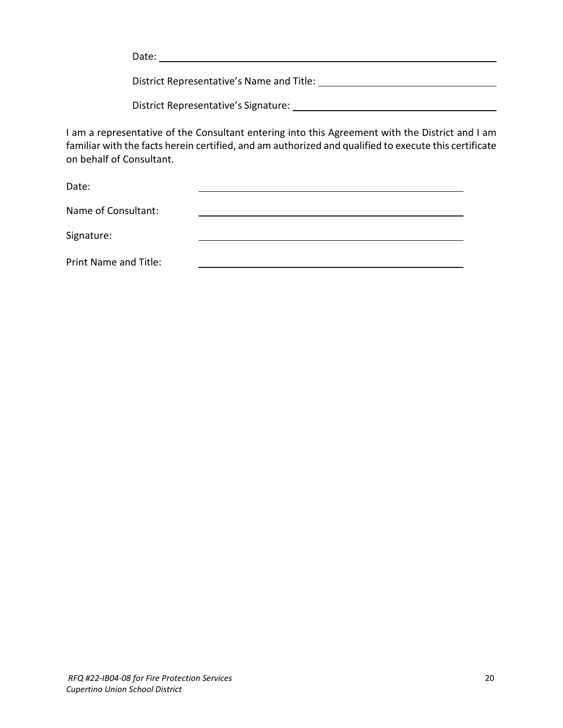Date: ______________________________________________

District Representative's Name and Title: ______________________________

District Representative's Signature: __________________________________

I am a representative of the Consultant entering into this Agreement with the District and I am familiar with the facts herein certified, and am authorized and qualified to execute this certificate on behalf of Consultant.

Date: ______________________________________________

Name of Consultant: ______________________________________________

Signature: ______________________________________________

Print Name and Title: ______________________________________________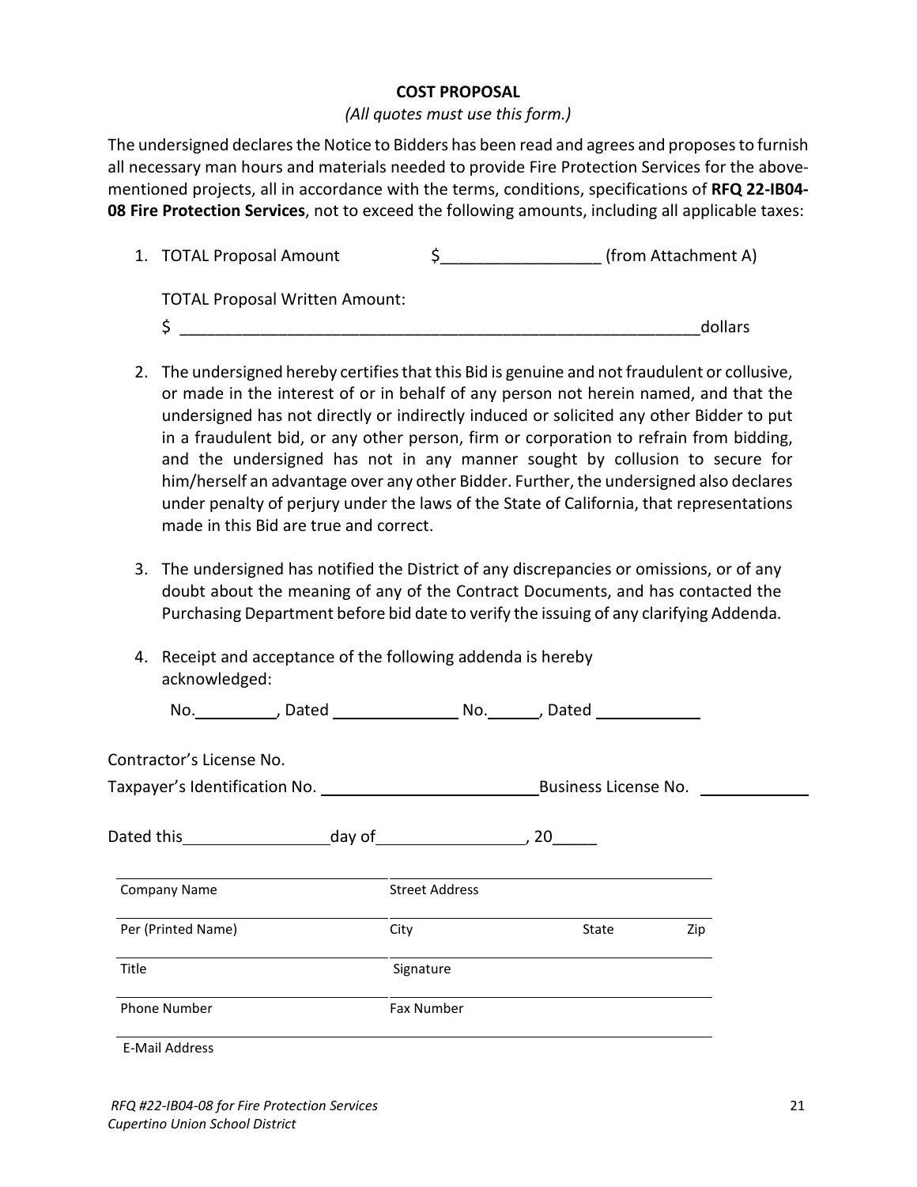## COST PROPOSAL

*(All quotes must use this form.)*

The undersigned declares the Notice to Bidders has been read and agrees and proposes to furnish all necessary man hours and materials needed to provide Fire Protection Services for the above-mentioned projects, all in accordance with the terms, conditions, specifications of **RFQ 22-IB04-08 Fire Protection Services**, not to exceed the following amounts, including all applicable taxes:

1. TOTAL Proposal Amount $_________________ (from Attachment A)

   TOTAL Proposal Written Amount:

   $ __________________________________________________________dollars

2. The undersigned hereby certifies that this Bid is genuine and not fraudulent or collusive, or made in the interest of or in behalf of any person not herein named, and that the undersigned has not directly or indirectly induced or solicited any other Bidder to put in a fraudulent bid, or any other person, firm or corporation to refrain from bidding, and the undersigned has not in any manner sought by collusion to secure for him/herself an advantage over any other Bidder. Further, the undersigned also declares under penalty of perjury under the laws of the State of California, that representations made in this Bid are true and correct.

3. The undersigned has notified the District of any discrepancies or omissions, or of any doubt about the meaning of any of the Contract Documents, and has contacted the Purchasing Department before bid date to verify the issuing of any clarifying Addenda.

4. Receipt and acceptance of the following addenda is hereby acknowledged:

   No.__________, Dated ______________ No.______, Dated ____________

Contractor's License No.

Taxpayer's Identification No. ________________________ Business License No. ____________

Dated this________________day of________________, 20_____

| | | | |
|---|---|---|---|
| Company Name | Street Address | | |
| Per (Printed Name) | City | State | Zip |
| Title | Signature | | |
| Phone Number | Fax Number | | |
| E-Mail Address | | | |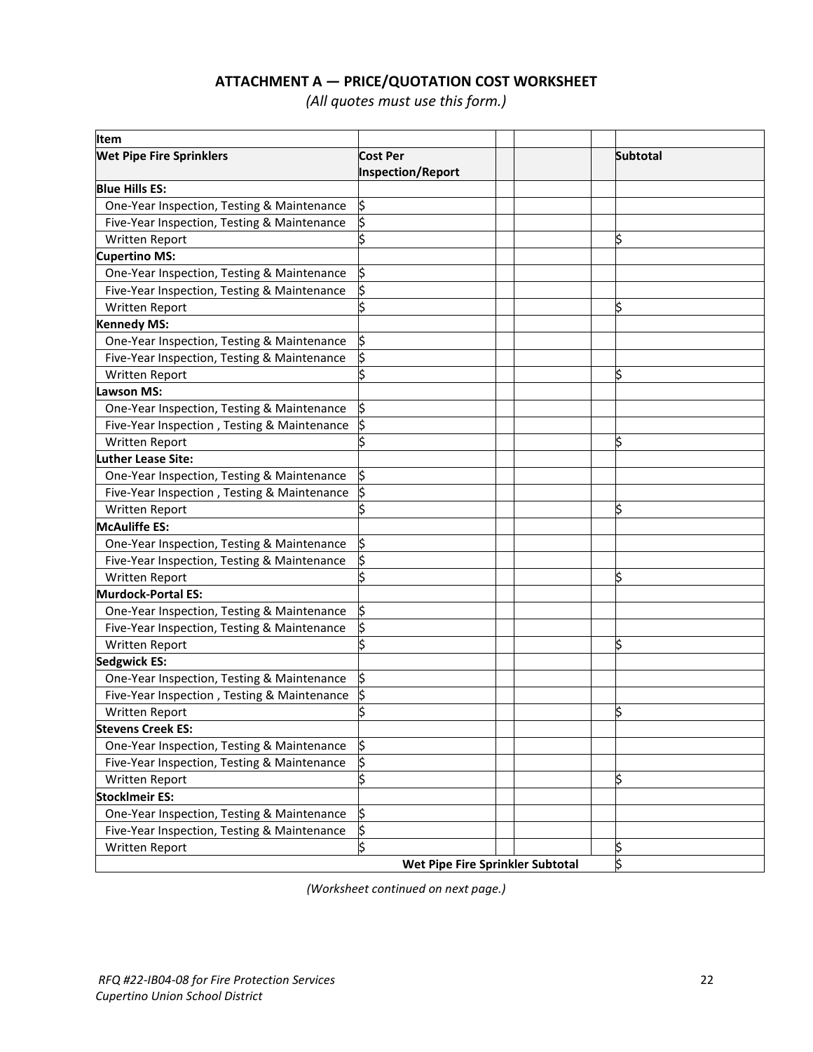## ATTACHMENT A — PRICE/QUOTATION COST WORKSHEET

*(All quotes must use this form.)*

| Item | | | | | |
|---|---|---|---|---|---|
| **Wet Pipe Fire Sprinklers** | **Cost Per Inspection/Report** | | | | **Subtotal** |
| **Blue Hills ES:** | | | | | |
| One-Year Inspection, Testing & Maintenance | $ | | | | |
| Five-Year Inspection, Testing & Maintenance | $ | | | | |
| Written Report | $ | | | | $ |
| **Cupertino MS:** | | | | | |
| One-Year Inspection, Testing & Maintenance | $ | | | | |
| Five-Year Inspection, Testing & Maintenance | $ | | | | |
| Written Report | $ | | | | $ |
| **Kennedy MS:** | | | | | |
| One-Year Inspection, Testing & Maintenance | $ | | | | |
| Five-Year Inspection, Testing & Maintenance | $ | | | | |
| Written Report | $ | | | | $ |
| **Lawson MS:** | | | | | |
| One-Year Inspection, Testing & Maintenance | $ | | | | |
| Five-Year Inspection , Testing & Maintenance | $ | | | | |
| Written Report | $ | | | | $ |
| **Luther Lease Site:** | | | | | |
| One-Year Inspection, Testing & Maintenance | $ | | | | |
| Five-Year Inspection , Testing & Maintenance | $ | | | | |
| Written Report | $ | | | | $ |
| **McAuliffe ES:** | | | | | |
| One-Year Inspection, Testing & Maintenance | $ | | | | |
| Five-Year Inspection, Testing & Maintenance | $ | | | | |
| Written Report | $ | | | | $ |
| **Murdock-Portal ES:** | | | | | |
| One-Year Inspection, Testing & Maintenance | $ | | | | |
| Five-Year Inspection, Testing & Maintenance | $ | | | | |
| Written Report | $ | | | | $ |
| **Sedgwick ES:** | | | | | |
| One-Year Inspection, Testing & Maintenance | $ | | | | |
| Five-Year Inspection , Testing & Maintenance | $ | | | | |
| Written Report | $ | | | | $ |
| **Stevens Creek ES:** | | | | | |
| One-Year Inspection, Testing & Maintenance | $ | | | | |
| Five-Year Inspection, Testing & Maintenance | $ | | | | |
| Written Report | $ | | | | $ |
| **Stocklmeir ES:** | | | | | |
| One-Year Inspection, Testing & Maintenance | $ | | | | |
| Five-Year Inspection, Testing & Maintenance | $ | | | | |
| Written Report | $ | | | | $ |
| | | **Wet Pipe Fire Sprinkler Subtotal** | | | $ |

*(Worksheet continued on next page.)*

*RFQ #22-IB04-08 for Fire Protection Services*
*Cupertino Union School District*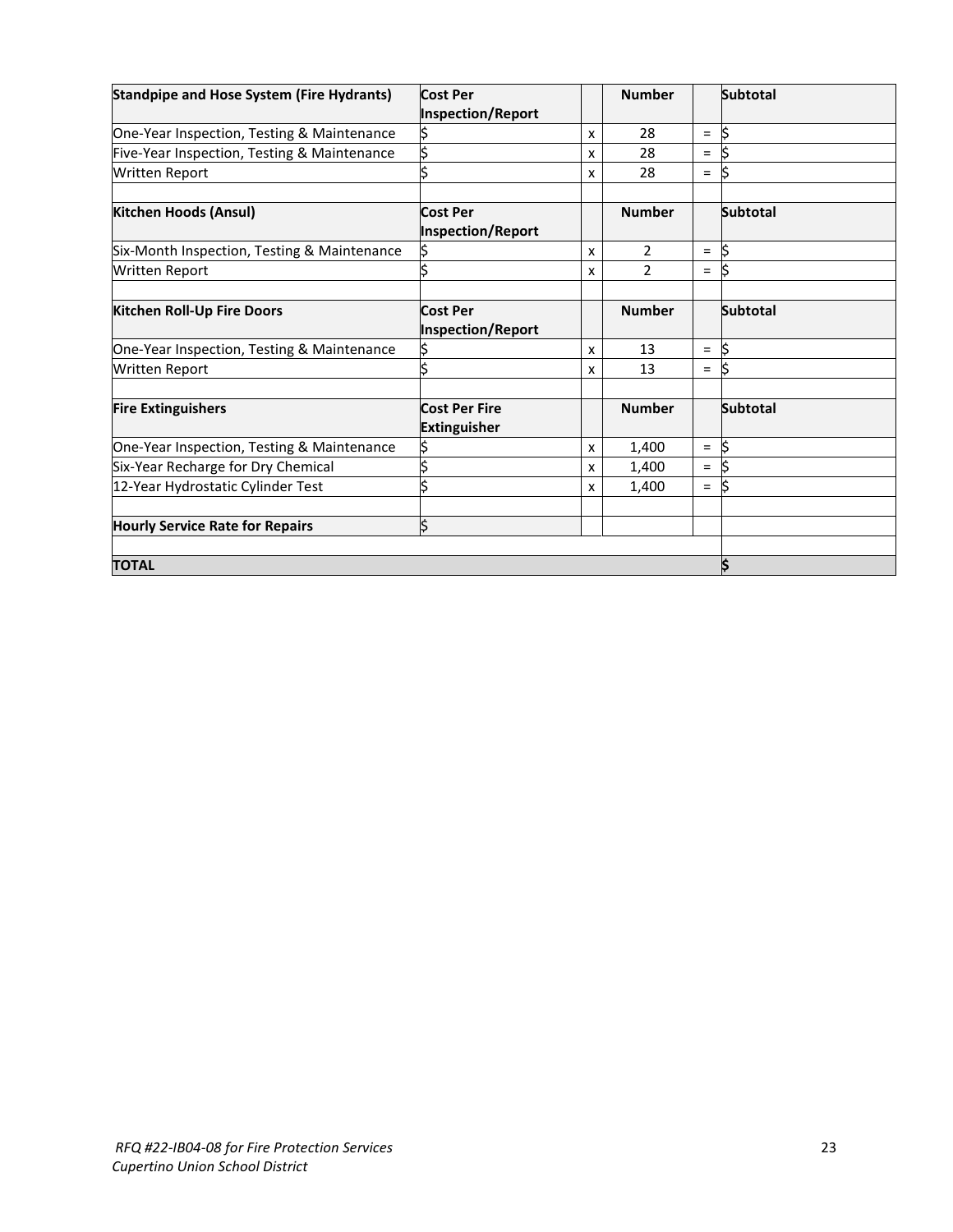| Standpipe and Hose System (Fire Hydrants) | Cost Per Inspection/Report | | Number | | Subtotal |
|---|---|---|---|---|---|
| One-Year Inspection, Testing & Maintenance | $ | x | 28 | = | $ |
| Five-Year Inspection, Testing & Maintenance | $ | x | 28 | = | $ |
| Written Report | $ | x | 28 | = | $ |
| | | | | | |
| **Kitchen Hoods (Ansul)** | **Cost Per Inspection/Report** | | **Number** | | **Subtotal** |
| Six-Month Inspection, Testing & Maintenance | $ | x | 2 | = | $ |
| Written Report | $ | x | 2 | = | $ |
| | | | | | |
| **Kitchen Roll-Up Fire Doors** | **Cost Per Inspection/Report** | | **Number** | | **Subtotal** |
| One-Year Inspection, Testing & Maintenance | $ | x | 13 | = | $ |
| Written Report | $ | x | 13 | = | $ |
| | | | | | |
| **Fire Extinguishers** | **Cost Per Fire Extinguisher** | | **Number** | | **Subtotal** |
| One-Year Inspection, Testing & Maintenance | $ | x | 1,400 | = | $ |
| Six-Year Recharge for Dry Chemical | $ | x | 1,400 | = | $ |
| 12-Year Hydrostatic Cylinder Test | $ | x | 1,400 | = | $ |
| | | | | | |
| **Hourly Service Rate for Repairs** | $ | | | | |
| | | | | | |
| **TOTAL** | | | | | **$** |

*RFQ #22-IB04-08 for Fire Protection Services*
*Cupertino Union School District*